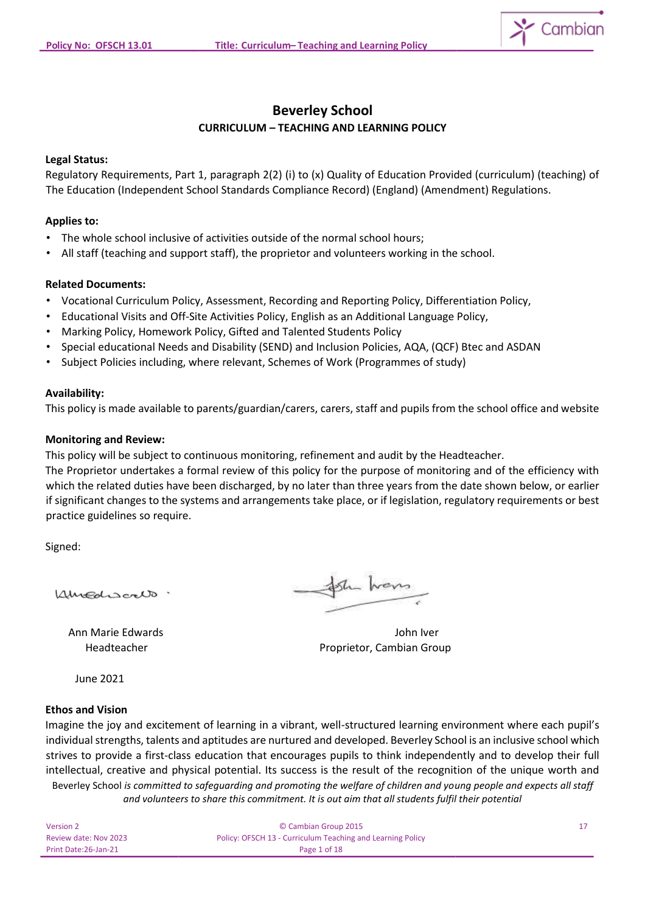# Beverley School

## CURRICULUM – TEACHING AND LEARNING POLICY

**Legal Status:**

Regulatory Requirements, Part 1, paragraph 2(2) (i) to (x) Quality of Education Provided (curriculum) (teaching) of The Education (Independent School Standards Compliance Record) (England) (Amendment) Regulations.

**Applies to:**

- The whole school inclusive of activities outside of the normal school hours;
- All staff (teaching and support staff), the proprietor and volunteers working in the school.

**Related Documents:**

- Vocational Curriculum Policy, Assessment, Recording and Reporting Policy, Differentiation Policy,
- Educational Visits and Off-Site Activities Policy, English as an Additional Language Policy,
- Marking Policy, Homework Policy, Gifted and Talented Students Policy
- Special educational Needs and Disability (SEND) and Inclusion Policies, AQA, (QCF) Btec and ASDAN
- Subject Policies including, where relevant, Schemes of Work (Programmes of study)

**Availability:**

This policy is made available to parents/guardian/carers, carers, staff and pupils from the school office and website

**Monitoring and Review:**

This policy will be subject to continuous monitoring, refinement and audit by the Headteacher.

The Proprietor undertakes a formal review of this policy for the purpose of monitoring and of the efficiency with which the related duties have been discharged, by no later than three years from the date shown below, or earlier if significant changes to the systems and arrangements take place, or if legislation, regulatory requirements or best practice guidelines so require.

Signed:

Ann Marie Edwards
Headteacher

John Iver
Proprietor, Cambian Group

June 2021

**Ethos and Vision**

Imagine the joy and excitement of learning in a vibrant, well-structured learning environment where each pupil's individual strengths, talents and aptitudes are nurtured and developed. Beverley School is an inclusive school which strives to provide a first-class education that encourages pupils to think independently and to develop their full intellectual, creative and physical potential. Its success is the result of the recognition of the unique worth and

Beverley School *is committed to safeguarding and promoting the welfare of children and young people and expects all staff and volunteers to share this commitment. It is out aim that all students fulfil their potential*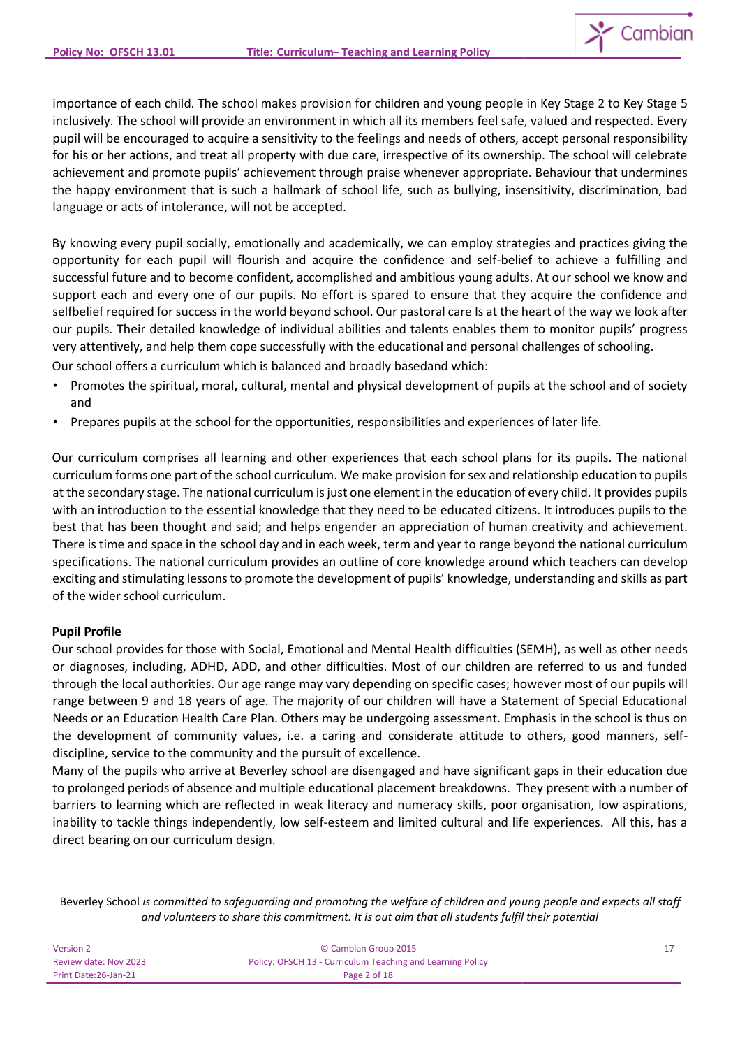importance of each child. The school makes provision for children and young people in Key Stage 2 to Key Stage 5 inclusively. The school will provide an environment in which all its members feel safe, valued and respected. Every pupil will be encouraged to acquire a sensitivity to the feelings and needs of others, accept personal responsibility for his or her actions, and treat all property with due care, irrespective of its ownership. The school will celebrate achievement and promote pupils' achievement through praise whenever appropriate. Behaviour that undermines the happy environment that is such a hallmark of school life, such as bullying, insensitivity, discrimination, bad language or acts of intolerance, will not be accepted.

By knowing every pupil socially, emotionally and academically, we can employ strategies and practices giving the opportunity for each pupil will flourish and acquire the confidence and self-belief to achieve a fulfilling and successful future and to become confident, accomplished and ambitious young adults. At our school we know and support each and every one of our pupils. No effort is spared to ensure that they acquire the confidence and selfbelief required for success in the world beyond school. Our pastoral care Is at the heart of the way we look after our pupils. Their detailed knowledge of individual abilities and talents enables them to monitor pupils' progress very attentively, and help them cope successfully with the educational and personal challenges of schooling.

Our school offers a curriculum which is balanced and broadly basedand which:

- Promotes the spiritual, moral, cultural, mental and physical development of pupils at the school and of society and
- Prepares pupils at the school for the opportunities, responsibilities and experiences of later life.

Our curriculum comprises all learning and other experiences that each school plans for its pupils. The national curriculum forms one part of the school curriculum. We make provision for sex and relationship education to pupils at the secondary stage. The national curriculum is just one element in the education of every child. It provides pupils with an introduction to the essential knowledge that they need to be educated citizens. It introduces pupils to the best that has been thought and said; and helps engender an appreciation of human creativity and achievement. There is time and space in the school day and in each week, term and year to range beyond the national curriculum specifications. The national curriculum provides an outline of core knowledge around which teachers can develop exciting and stimulating lessons to promote the development of pupils' knowledge, understanding and skills as part of the wider school curriculum.

**Pupil Profile**

Our school provides for those with Social, Emotional and Mental Health difficulties (SEMH), as well as other needs or diagnoses, including, ADHD, ADD, and other difficulties. Most of our children are referred to us and funded through the local authorities. Our age range may vary depending on specific cases; however most of our pupils will range between 9 and 18 years of age. The majority of our children will have a Statement of Special Educational Needs or an Education Health Care Plan. Others may be undergoing assessment. Emphasis in the school is thus on the development of community values, i.e. a caring and considerate attitude to others, good manners, self-discipline, service to the community and the pursuit of excellence.

Many of the pupils who arrive at Beverley school are disengaged and have significant gaps in their education due to prolonged periods of absence and multiple educational placement breakdowns. They present with a number of barriers to learning which are reflected in weak literacy and numeracy skills, poor organisation, low aspirations, inability to tackle things independently, low self-esteem and limited cultural and life experiences. All this, has a direct bearing on our curriculum design.

Beverley School *is committed to safeguarding and promoting the welfare of children and young people and expects all staff and volunteers to share this commitment. It is out aim that all students fulfil their potential*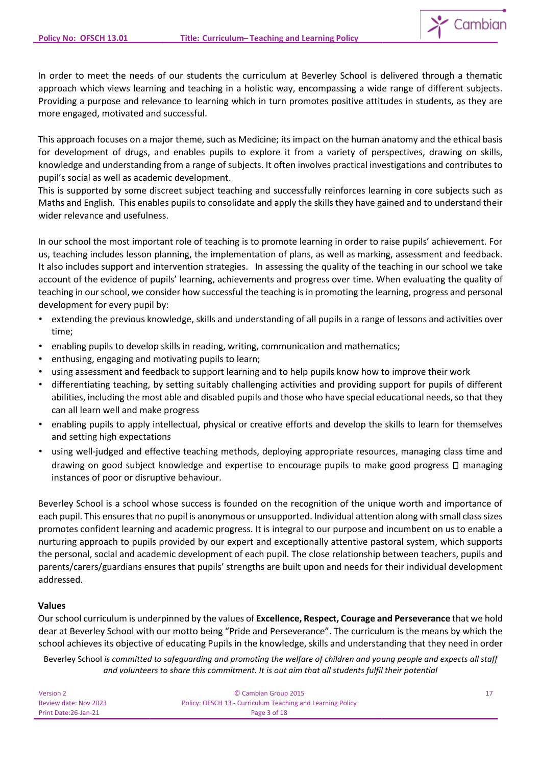In order to meet the needs of our students the curriculum at Beverley School is delivered through a thematic approach which views learning and teaching in a holistic way, encompassing a wide range of different subjects. Providing a purpose and relevance to learning which in turn promotes positive attitudes in students, as they are more engaged, motivated and successful.

This approach focuses on a major theme, such as Medicine; its impact on the human anatomy and the ethical basis for development of drugs, and enables pupils to explore it from a variety of perspectives, drawing on skills, knowledge and understanding from a range of subjects. It often involves practical investigations and contributes to pupil's social as well as academic development.
This is supported by some discreet subject teaching and successfully reinforces learning in core subjects such as Maths and English. This enables pupils to consolidate and apply the skills they have gained and to understand their wider relevance and usefulness.

In our school the most important role of teaching is to promote learning in order to raise pupils' achievement. For us, teaching includes lesson planning, the implementation of plans, as well as marking, assessment and feedback. It also includes support and intervention strategies. In assessing the quality of the teaching in our school we take account of the evidence of pupils' learning, achievements and progress over time. When evaluating the quality of teaching in our school, we consider how successful the teaching is in promoting the learning, progress and personal development for every pupil by:

- extending the previous knowledge, skills and understanding of all pupils in a range of lessons and activities over time;
- enabling pupils to develop skills in reading, writing, communication and mathematics;
- enthusing, engaging and motivating pupils to learn;
- using assessment and feedback to support learning and to help pupils know how to improve their work
- differentiating teaching, by setting suitably challenging activities and providing support for pupils of different abilities, including the most able and disabled pupils and those who have special educational needs, so that they can all learn well and make progress
- enabling pupils to apply intellectual, physical or creative efforts and develop the skills to learn for themselves and setting high expectations
- using well-judged and effective teaching methods, deploying appropriate resources, managing class time and drawing on good subject knowledge and expertise to encourage pupils to make good progress  managing instances of poor or disruptive behaviour.

Beverley School is a school whose success is founded on the recognition of the unique worth and importance of each pupil. This ensures that no pupil is anonymous or unsupported. Individual attention along with small class sizes promotes confident learning and academic progress. It is integral to our purpose and incumbent on us to enable a nurturing approach to pupils provided by our expert and exceptionally attentive pastoral system, which supports the personal, social and academic development of each pupil. The close relationship between teachers, pupils and parents/carers/guardians ensures that pupils' strengths are built upon and needs for their individual development addressed.

**Values**

Our school curriculum is underpinned by the values of **Excellence, Respect, Courage and Perseverance** that we hold dear at Beverley School with our motto being "Pride and Perseverance". The curriculum is the means by which the school achieves its objective of educating Pupils in the knowledge, skills and understanding that they need in order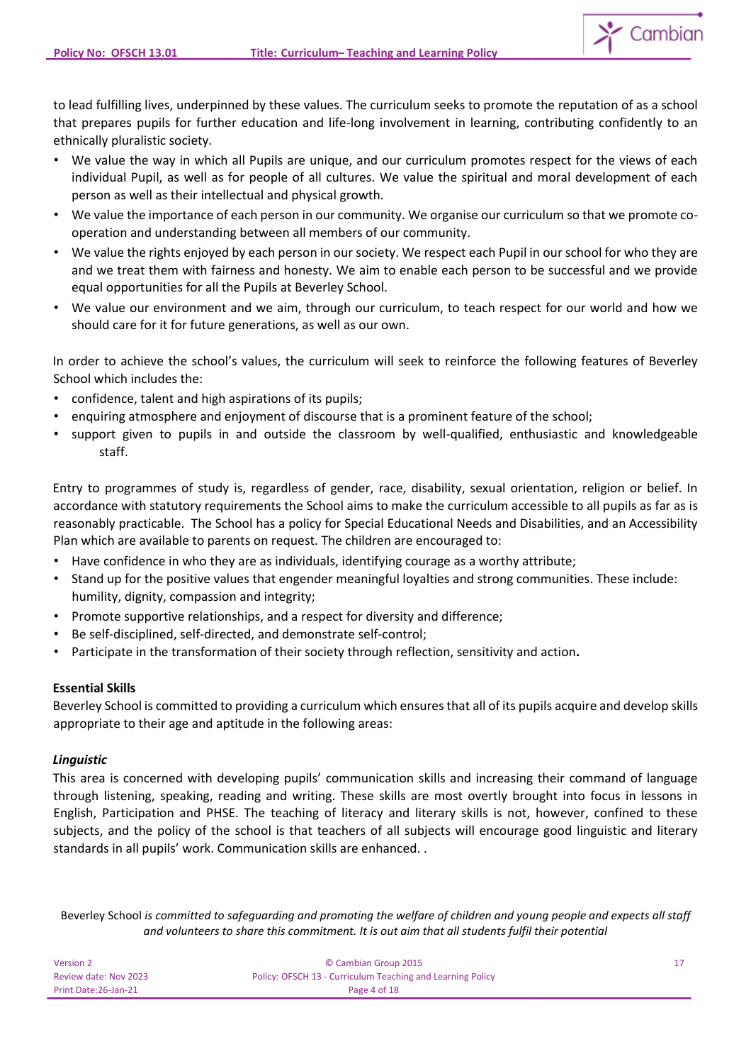to lead fulfilling lives, underpinned by these values. The curriculum seeks to promote the reputation of as a school that prepares pupils for further education and life-long involvement in learning, contributing confidently to an ethnically pluralistic society.

- We value the way in which all Pupils are unique, and our curriculum promotes respect for the views of each individual Pupil, as well as for people of all cultures. We value the spiritual and moral development of each person as well as their intellectual and physical growth.
- We value the importance of each person in our community. We organise our curriculum so that we promote co-operation and understanding between all members of our community.
- We value the rights enjoyed by each person in our society. We respect each Pupil in our school for who they are and we treat them with fairness and honesty. We aim to enable each person to be successful and we provide equal opportunities for all the Pupils at Beverley School.
- We value our environment and we aim, through our curriculum, to teach respect for our world and how we should care for it for future generations, as well as our own.

In order to achieve the school's values, the curriculum will seek to reinforce the following features of Beverley School which includes the:

- confidence, talent and high aspirations of its pupils;
- enquiring atmosphere and enjoyment of discourse that is a prominent feature of the school;
- support given to pupils in and outside the classroom by well-qualified, enthusiastic and knowledgeable staff.

Entry to programmes of study is, regardless of gender, race, disability, sexual orientation, religion or belief. In accordance with statutory requirements the School aims to make the curriculum accessible to all pupils as far as is reasonably practicable. The School has a policy for Special Educational Needs and Disabilities, and an Accessibility Plan which are available to parents on request. The children are encouraged to:

- Have confidence in who they are as individuals, identifying courage as a worthy attribute;
- Stand up for the positive values that engender meaningful loyalties and strong communities. These include: humility, dignity, compassion and integrity;
- Promote supportive relationships, and a respect for diversity and difference;
- Be self-disciplined, self-directed, and demonstrate self-control;
- Participate in the transformation of their society through reflection, sensitivity and action**.**

**Essential Skills**

Beverley School is committed to providing a curriculum which ensures that all of its pupils acquire and develop skills appropriate to their age and aptitude in the following areas:

***Linguistic***

This area is concerned with developing pupils' communication skills and increasing their command of language through listening, speaking, reading and writing. These skills are most overtly brought into focus in lessons in English, Participation and PHSE. The teaching of literacy and literary skills is not, however, confined to these subjects, and the policy of the school is that teachers of all subjects will encourage good linguistic and literary standards in all pupils' work. Communication skills are enhanced. .

Beverley School *is committed to safeguarding and promoting the welfare of children and young people and expects all staff and volunteers to share this commitment. It is out aim that all students fulfil their potential*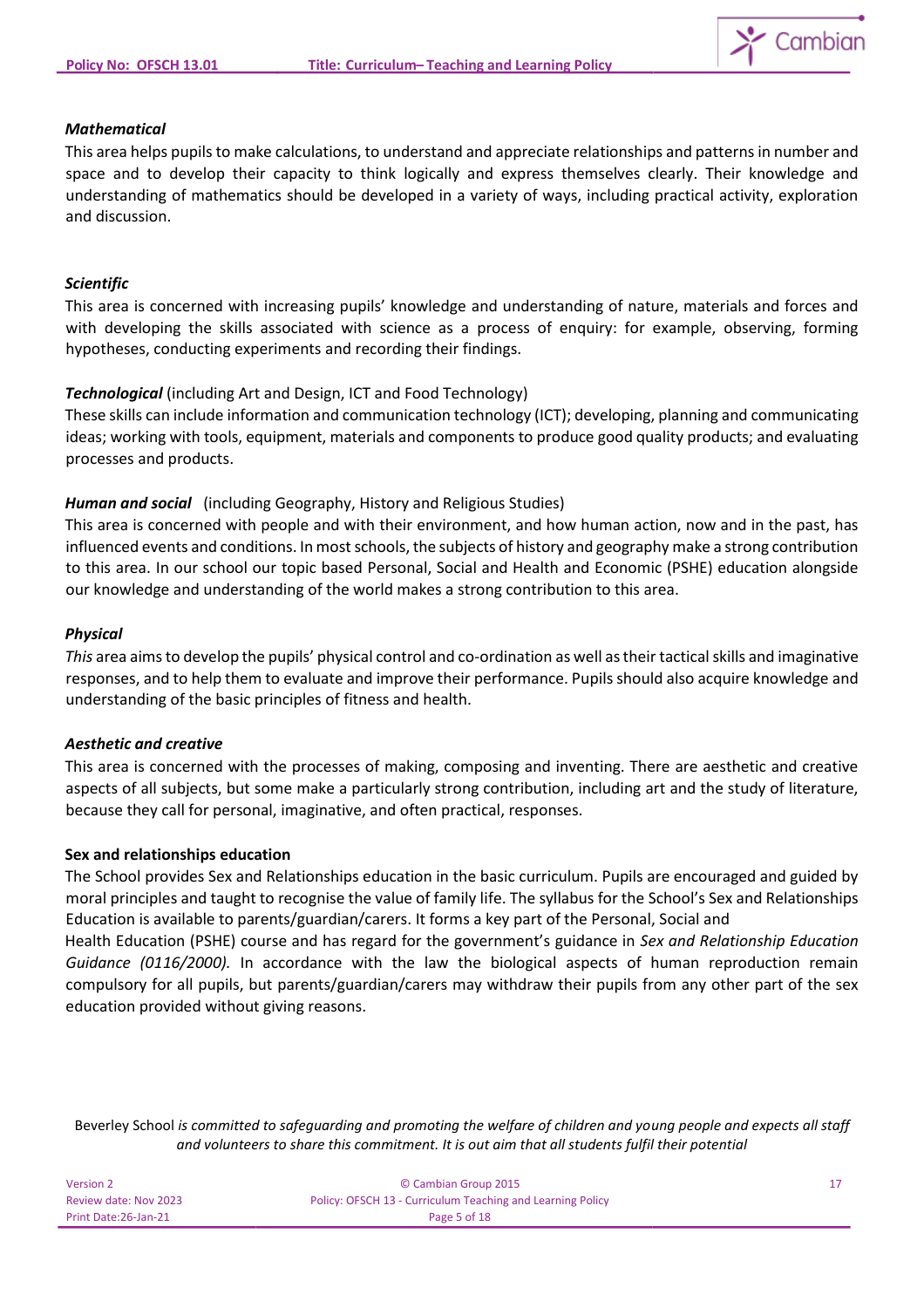***Mathematical***

This area helps pupils to make calculations, to understand and appreciate relationships and patterns in number and space and to develop their capacity to think logically and express themselves clearly. Their knowledge and understanding of mathematics should be developed in a variety of ways, including practical activity, exploration and discussion.

***Scientific***

This area is concerned with increasing pupils' knowledge and understanding of nature, materials and forces and with developing the skills associated with science as a process of enquiry: for example, observing, forming hypotheses, conducting experiments and recording their findings.

***Technological*** (including Art and Design, ICT and Food Technology)

These skills can include information and communication technology (ICT); developing, planning and communicating ideas; working with tools, equipment, materials and components to produce good quality products; and evaluating processes and products.

***Human and social*** (including Geography, History and Religious Studies)

This area is concerned with people and with their environment, and how human action, now and in the past, has influenced events and conditions. In most schools, the subjects of history and geography make a strong contribution to this area. In our school our topic based Personal, Social and Health and Economic (PSHE) education alongside our knowledge and understanding of the world makes a strong contribution to this area.

***Physical***

*This* area aims to develop the pupils' physical control and co-ordination as well as their tactical skills and imaginative responses, and to help them to evaluate and improve their performance. Pupils should also acquire knowledge and understanding of the basic principles of fitness and health.

***Aesthetic and creative***

This area is concerned with the processes of making, composing and inventing. There are aesthetic and creative aspects of all subjects, but some make a particularly strong contribution, including art and the study of literature, because they call for personal, imaginative, and often practical, responses.

**Sex and relationships education**

The School provides Sex and Relationships education in the basic curriculum. Pupils are encouraged and guided by moral principles and taught to recognise the value of family life. The syllabus for the School's Sex and Relationships Education is available to parents/guardian/carers. It forms a key part of the Personal, Social and Health Education (PSHE) course and has regard for the government's guidance in *Sex and Relationship Education Guidance (0116/2000).* In accordance with the law the biological aspects of human reproduction remain compulsory for all pupils, but parents/guardian/carers may withdraw their pupils from any other part of the sex education provided without giving reasons.

Beverley School *is committed to safeguarding and promoting the welfare of children and young people and expects all staff and volunteers to share this commitment. It is out aim that all students fulfil their potential*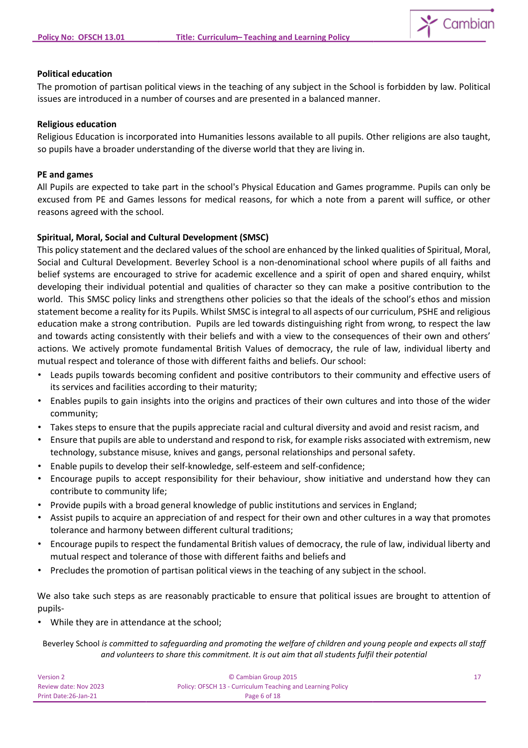**Political education**

The promotion of partisan political views in the teaching of any subject in the School is forbidden by law. Political issues are introduced in a number of courses and are presented in a balanced manner.

**Religious education**

Religious Education is incorporated into Humanities lessons available to all pupils. Other religions are also taught, so pupils have a broader understanding of the diverse world that they are living in.

**PE and games**

All Pupils are expected to take part in the school's Physical Education and Games programme. Pupils can only be excused from PE and Games lessons for medical reasons, for which a note from a parent will suffice, or other reasons agreed with the school.

**Spiritual, Moral, Social and Cultural Development (SMSC)**

This policy statement and the declared values of the school are enhanced by the linked qualities of Spiritual, Moral, Social and Cultural Development. Beverley School is a non-denominational school where pupils of all faiths and belief systems are encouraged to strive for academic excellence and a spirit of open and shared enquiry, whilst developing their individual potential and qualities of character so they can make a positive contribution to the world. This SMSC policy links and strengthens other policies so that the ideals of the school's ethos and mission statement become a reality for its Pupils. Whilst SMSC is integral to all aspects of our curriculum, PSHE and religious education make a strong contribution. Pupils are led towards distinguishing right from wrong, to respect the law and towards acting consistently with their beliefs and with a view to the consequences of their own and others' actions. We actively promote fundamental British Values of democracy, the rule of law, individual liberty and mutual respect and tolerance of those with different faiths and beliefs. Our school:

- Leads pupils towards becoming confident and positive contributors to their community and effective users of its services and facilities according to their maturity;
- Enables pupils to gain insights into the origins and practices of their own cultures and into those of the wider community;
- Takes steps to ensure that the pupils appreciate racial and cultural diversity and avoid and resist racism, and
- Ensure that pupils are able to understand and respond to risk, for example risks associated with extremism, new technology, substance misuse, knives and gangs, personal relationships and personal safety.
- Enable pupils to develop their self-knowledge, self-esteem and self-confidence;
- Encourage pupils to accept responsibility for their behaviour, show initiative and understand how they can contribute to community life;
- Provide pupils with a broad general knowledge of public institutions and services in England;
- Assist pupils to acquire an appreciation of and respect for their own and other cultures in a way that promotes tolerance and harmony between different cultural traditions;
- Encourage pupils to respect the fundamental British values of democracy, the rule of law, individual liberty and mutual respect and tolerance of those with different faiths and beliefs and
- Precludes the promotion of partisan political views in the teaching of any subject in the school.

We also take such steps as are reasonably practicable to ensure that political issues are brought to attention of pupils-

- While they are in attendance at the school;

Beverley School *is committed to safeguarding and promoting the welfare of children and young people and expects all staff and volunteers to share this commitment. It is out aim that all students fulfil their potential*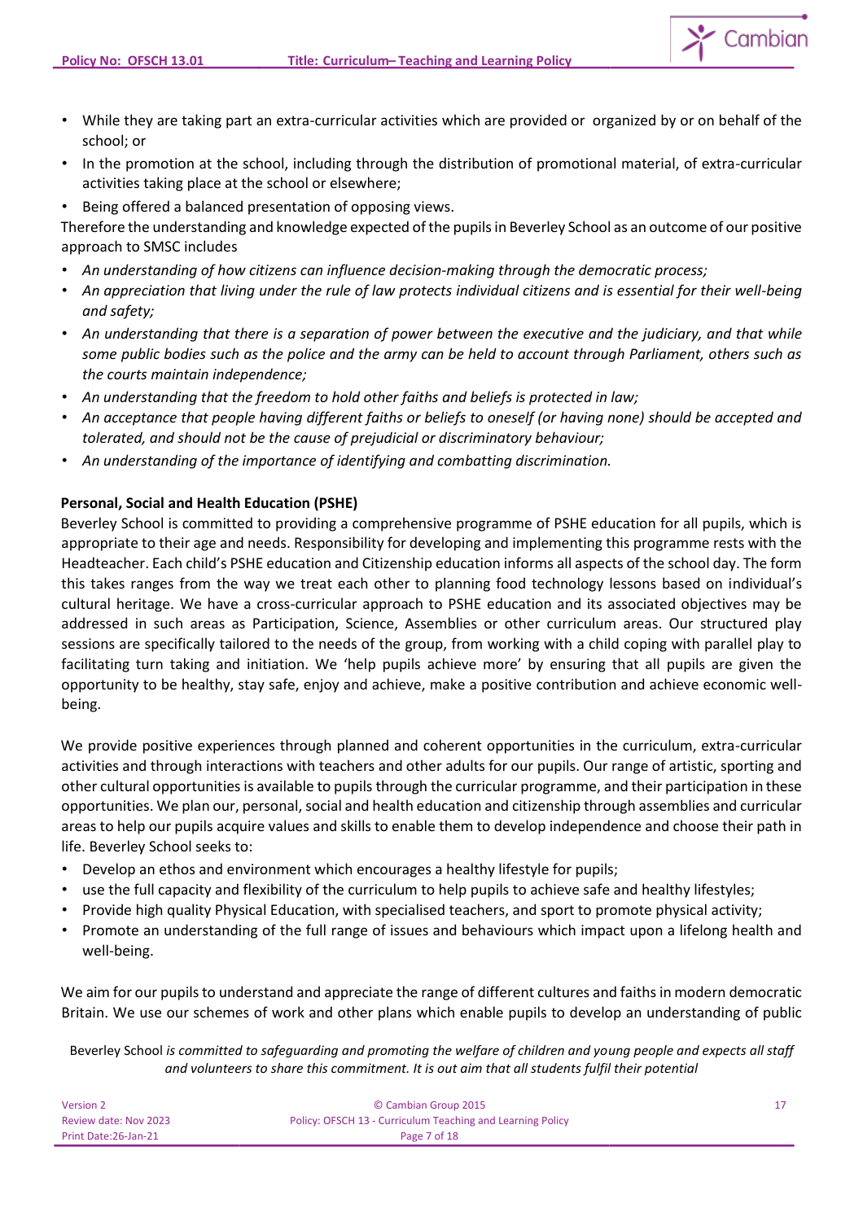- While they are taking part an extra-curricular activities which are provided or organized by or on behalf of the school; or
- In the promotion at the school, including through the distribution of promotional material, of extra-curricular activities taking place at the school or elsewhere;
- Being offered a balanced presentation of opposing views.

Therefore the understanding and knowledge expected of the pupils in Beverley School as an outcome of our positive approach to SMSC includes

- *An understanding of how citizens can influence decision-making through the democratic process;*
- *An appreciation that living under the rule of law protects individual citizens and is essential for their well-being and safety;*
- *An understanding that there is a separation of power between the executive and the judiciary, and that while some public bodies such as the police and the army can be held to account through Parliament, others such as the courts maintain independence;*
- *An understanding that the freedom to hold other faiths and beliefs is protected in law;*
- *An acceptance that people having different faiths or beliefs to oneself (or having none) should be accepted and tolerated, and should not be the cause of prejudicial or discriminatory behaviour;*
- *An understanding of the importance of identifying and combatting discrimination.*

**Personal, Social and Health Education (PSHE)**

Beverley School is committed to providing a comprehensive programme of PSHE education for all pupils, which is appropriate to their age and needs. Responsibility for developing and implementing this programme rests with the Headteacher. Each child's PSHE education and Citizenship education informs all aspects of the school day. The form this takes ranges from the way we treat each other to planning food technology lessons based on individual's cultural heritage. We have a cross-curricular approach to PSHE education and its associated objectives may be addressed in such areas as Participation, Science, Assemblies or other curriculum areas. Our structured play sessions are specifically tailored to the needs of the group, from working with a child coping with parallel play to facilitating turn taking and initiation. We 'help pupils achieve more' by ensuring that all pupils are given the opportunity to be healthy, stay safe, enjoy and achieve, make a positive contribution and achieve economic well-being.

We provide positive experiences through planned and coherent opportunities in the curriculum, extra-curricular activities and through interactions with teachers and other adults for our pupils. Our range of artistic, sporting and other cultural opportunities is available to pupils through the curricular programme, and their participation in these opportunities. We plan our, personal, social and health education and citizenship through assemblies and curricular areas to help our pupils acquire values and skills to enable them to develop independence and choose their path in life. Beverley School seeks to:

- Develop an ethos and environment which encourages a healthy lifestyle for pupils;
- use the full capacity and flexibility of the curriculum to help pupils to achieve safe and healthy lifestyles;
- Provide high quality Physical Education, with specialised teachers, and sport to promote physical activity;
- Promote an understanding of the full range of issues and behaviours which impact upon a lifelong health and well-being.

We aim for our pupils to understand and appreciate the range of different cultures and faiths in modern democratic Britain. We use our schemes of work and other plans which enable pupils to develop an understanding of public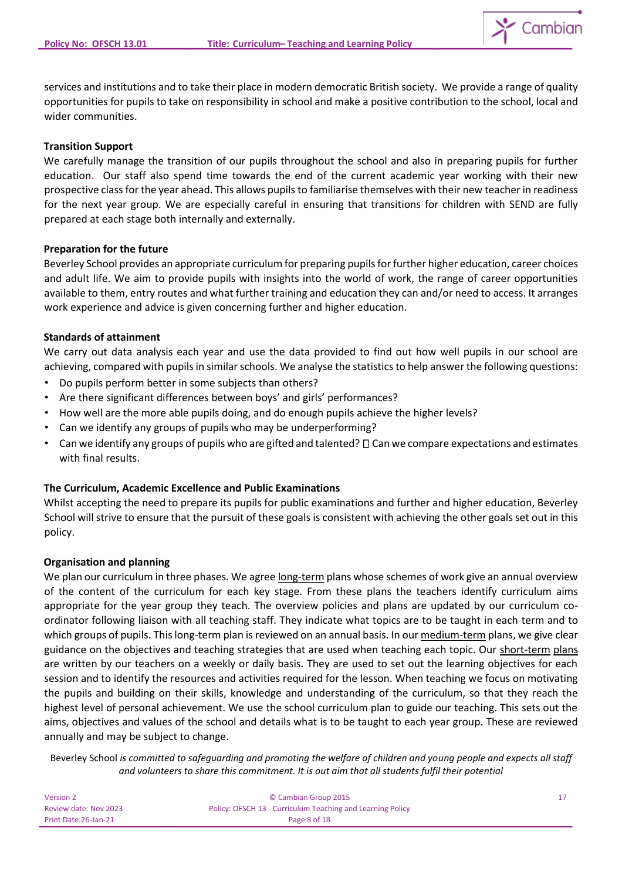services and institutions and to take their place in modern democratic British society. We provide a range of quality opportunities for pupils to take on responsibility in school and make a positive contribution to the school, local and wider communities.

**Transition Support**

We carefully manage the transition of our pupils throughout the school and also in preparing pupils for further education. Our staff also spend time towards the end of the current academic year working with their new prospective class for the year ahead. This allows pupils to familiarise themselves with their new teacher in readiness for the next year group. We are especially careful in ensuring that transitions for children with SEND are fully prepared at each stage both internally and externally.

**Preparation for the future**

Beverley School provides an appropriate curriculum for preparing pupils for further higher education, career choices and adult life. We aim to provide pupils with insights into the world of work, the range of career opportunities available to them, entry routes and what further training and education they can and/or need to access. It arranges work experience and advice is given concerning further and higher education.

**Standards of attainment**

We carry out data analysis each year and use the data provided to find out how well pupils in our school are achieving, compared with pupils in similar schools. We analyse the statistics to help answer the following questions:

- Do pupils perform better in some subjects than others?
- Are there significant differences between boys' and girls' performances?
- How well are the more able pupils doing, and do enough pupils achieve the higher levels?
- Can we identify any groups of pupils who may be underperforming?
- Can we identify any groups of pupils who are gifted and talented?  Can we compare expectations and estimates with final results.

**The Curriculum, Academic Excellence and Public Examinations**

Whilst accepting the need to prepare its pupils for public examinations and further and higher education, Beverley School will strive to ensure that the pursuit of these goals is consistent with achieving the other goals set out in this policy.

**Organisation and planning**

We plan our curriculum in three phases. We agree long-term plans whose schemes of work give an annual overview of the content of the curriculum for each key stage. From these plans the teachers identify curriculum aims appropriate for the year group they teach. The overview policies and plans are updated by our curriculum co-ordinator following liaison with all teaching staff. They indicate what topics are to be taught in each term and to which groups of pupils. This long-term plan is reviewed on an annual basis. In our medium-term plans, we give clear guidance on the objectives and teaching strategies that are used when teaching each topic. Our short-term plans are written by our teachers on a weekly or daily basis. They are used to set out the learning objectives for each session and to identify the resources and activities required for the lesson. When teaching we focus on motivating the pupils and building on their skills, knowledge and understanding of the curriculum, so that they reach the highest level of personal achievement. We use the school curriculum plan to guide our teaching. This sets out the aims, objectives and values of the school and details what is to be taught to each year group. These are reviewed annually and may be subject to change.

Beverley School *is committed to safeguarding and promoting the welfare of children and young people and expects all staff and volunteers to share this commitment. It is out aim that all students fulfil their potential*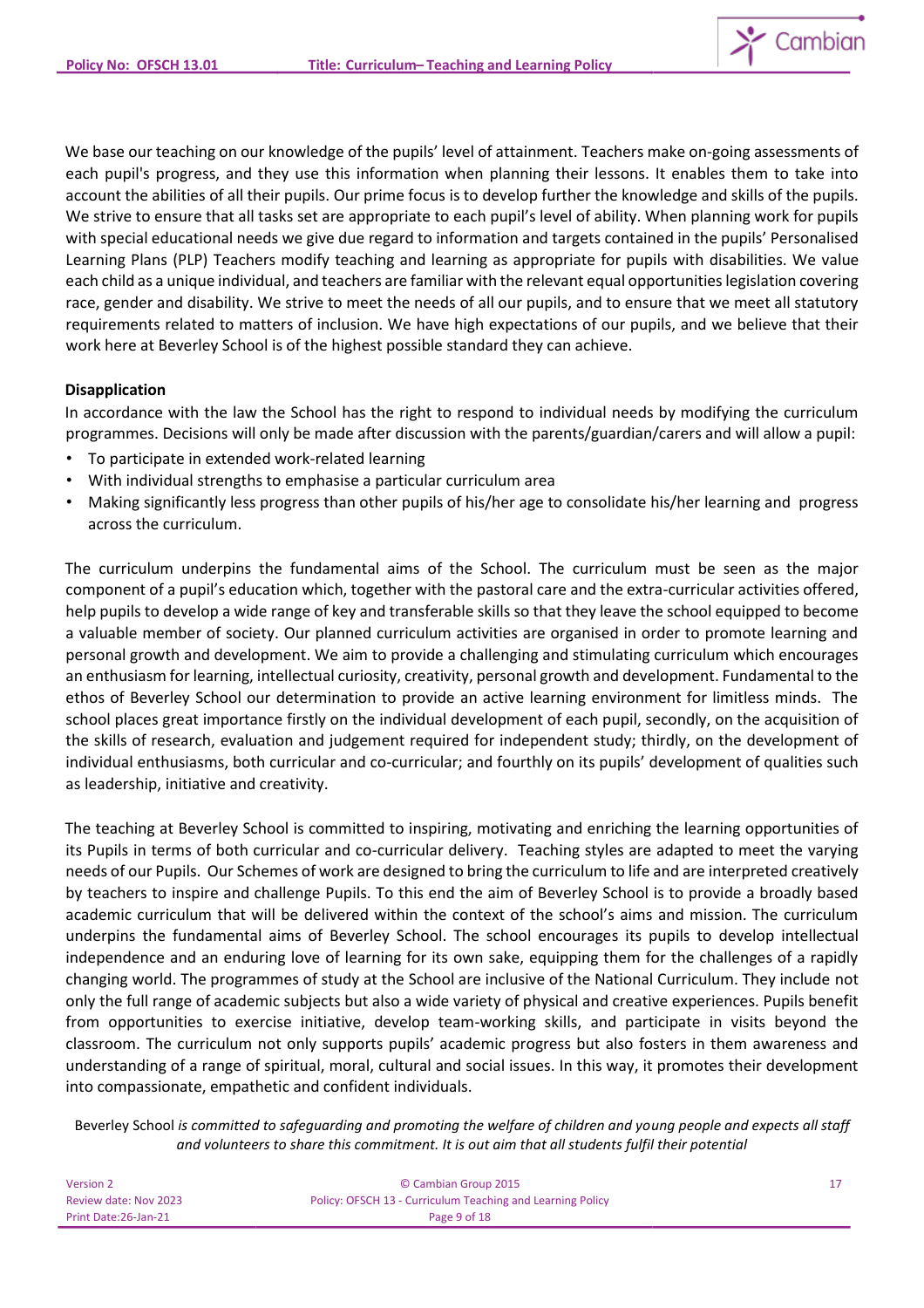We base our teaching on our knowledge of the pupils' level of attainment. Teachers make on-going assessments of each pupil's progress, and they use this information when planning their lessons. It enables them to take into account the abilities of all their pupils. Our prime focus is to develop further the knowledge and skills of the pupils. We strive to ensure that all tasks set are appropriate to each pupil's level of ability. When planning work for pupils with special educational needs we give due regard to information and targets contained in the pupils' Personalised Learning Plans (PLP) Teachers modify teaching and learning as appropriate for pupils with disabilities. We value each child as a unique individual, and teachers are familiar with the relevant equal opportunities legislation covering race, gender and disability. We strive to meet the needs of all our pupils, and to ensure that we meet all statutory requirements related to matters of inclusion. We have high expectations of our pupils, and we believe that their work here at Beverley School is of the highest possible standard they can achieve.

**Disapplication**

In accordance with the law the School has the right to respond to individual needs by modifying the curriculum programmes. Decisions will only be made after discussion with the parents/guardian/carers and will allow a pupil:

- To participate in extended work-related learning
- With individual strengths to emphasise a particular curriculum area
- Making significantly less progress than other pupils of his/her age to consolidate his/her learning and progress across the curriculum.

The curriculum underpins the fundamental aims of the School. The curriculum must be seen as the major component of a pupil's education which, together with the pastoral care and the extra-curricular activities offered, help pupils to develop a wide range of key and transferable skills so that they leave the school equipped to become a valuable member of society. Our planned curriculum activities are organised in order to promote learning and personal growth and development. We aim to provide a challenging and stimulating curriculum which encourages an enthusiasm for learning, intellectual curiosity, creativity, personal growth and development. Fundamental to the ethos of Beverley School our determination to provide an active learning environment for limitless minds. The school places great importance firstly on the individual development of each pupil, secondly, on the acquisition of the skills of research, evaluation and judgement required for independent study; thirdly, on the development of individual enthusiasms, both curricular and co-curricular; and fourthly on its pupils' development of qualities such as leadership, initiative and creativity.

The teaching at Beverley School is committed to inspiring, motivating and enriching the learning opportunities of its Pupils in terms of both curricular and co-curricular delivery. Teaching styles are adapted to meet the varying needs of our Pupils. Our Schemes of work are designed to bring the curriculum to life and are interpreted creatively by teachers to inspire and challenge Pupils. To this end the aim of Beverley School is to provide a broadly based academic curriculum that will be delivered within the context of the school's aims and mission. The curriculum underpins the fundamental aims of Beverley School. The school encourages its pupils to develop intellectual independence and an enduring love of learning for its own sake, equipping them for the challenges of a rapidly changing world. The programmes of study at the School are inclusive of the National Curriculum. They include not only the full range of academic subjects but also a wide variety of physical and creative experiences. Pupils benefit from opportunities to exercise initiative, develop team-working skills, and participate in visits beyond the classroom. The curriculum not only supports pupils' academic progress but also fosters in them awareness and understanding of a range of spiritual, moral, cultural and social issues. In this way, it promotes their development into compassionate, empathetic and confident individuals.

Beverley School *is committed to safeguarding and promoting the welfare of children and young people and expects all staff and volunteers to share this commitment. It is out aim that all students fulfil their potential*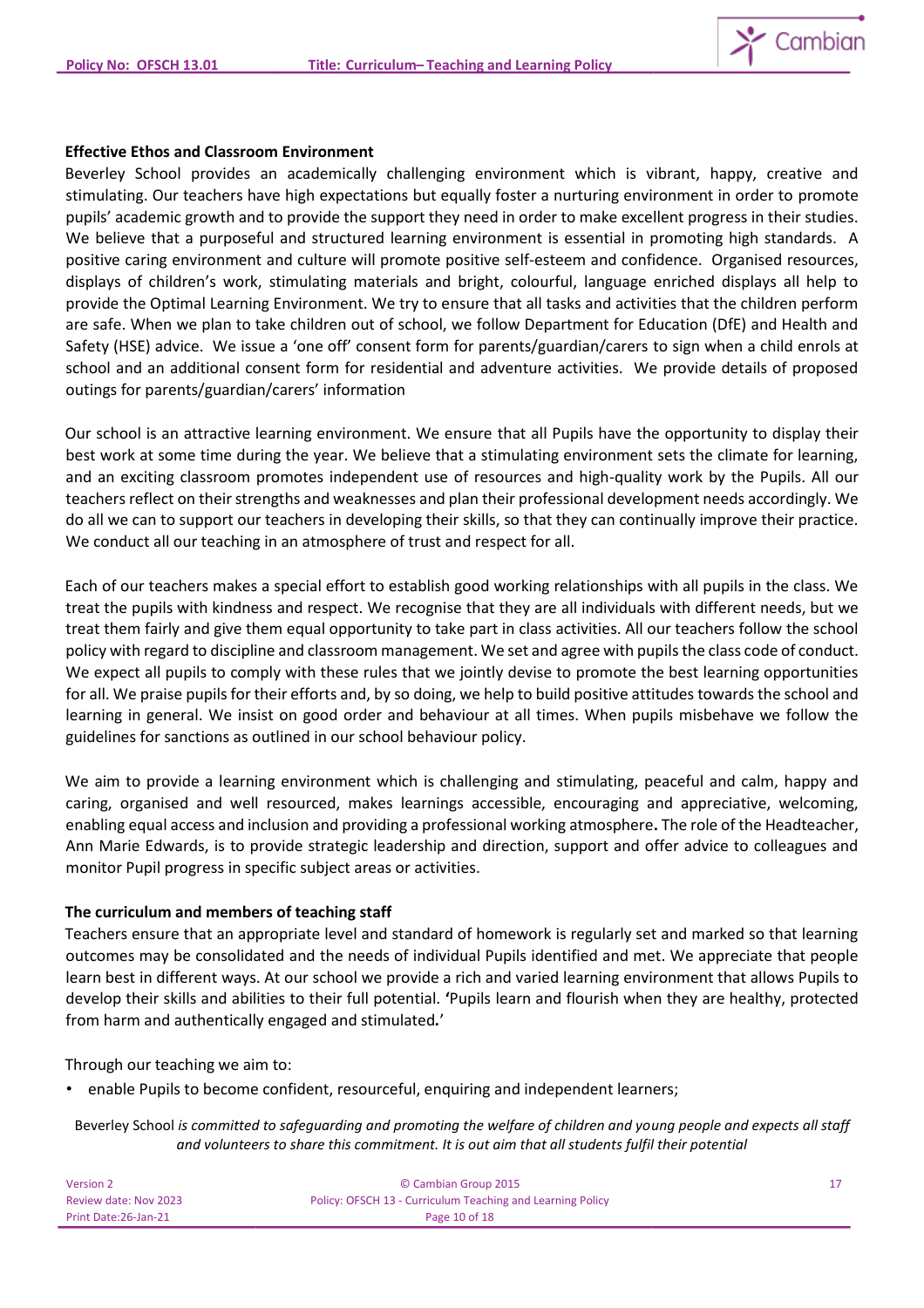**Effective Ethos and Classroom Environment**

Beverley School provides an academically challenging environment which is vibrant, happy, creative and stimulating. Our teachers have high expectations but equally foster a nurturing environment in order to promote pupils' academic growth and to provide the support they need in order to make excellent progress in their studies. We believe that a purposeful and structured learning environment is essential in promoting high standards. A positive caring environment and culture will promote positive self-esteem and confidence. Organised resources, displays of children's work, stimulating materials and bright, colourful, language enriched displays all help to provide the Optimal Learning Environment. We try to ensure that all tasks and activities that the children perform are safe. When we plan to take children out of school, we follow Department for Education (DfE) and Health and Safety (HSE) advice. We issue a 'one off' consent form for parents/guardian/carers to sign when a child enrols at school and an additional consent form for residential and adventure activities. We provide details of proposed outings for parents/guardian/carers' information

Our school is an attractive learning environment. We ensure that all Pupils have the opportunity to display their best work at some time during the year. We believe that a stimulating environment sets the climate for learning, and an exciting classroom promotes independent use of resources and high-quality work by the Pupils. All our teachers reflect on their strengths and weaknesses and plan their professional development needs accordingly. We do all we can to support our teachers in developing their skills, so that they can continually improve their practice. We conduct all our teaching in an atmosphere of trust and respect for all.

Each of our teachers makes a special effort to establish good working relationships with all pupils in the class. We treat the pupils with kindness and respect. We recognise that they are all individuals with different needs, but we treat them fairly and give them equal opportunity to take part in class activities. All our teachers follow the school policy with regard to discipline and classroom management. We set and agree with pupils the class code of conduct. We expect all pupils to comply with these rules that we jointly devise to promote the best learning opportunities for all. We praise pupils for their efforts and, by so doing, we help to build positive attitudes towards the school and learning in general. We insist on good order and behaviour at all times. When pupils misbehave we follow the guidelines for sanctions as outlined in our school behaviour policy.

We aim to provide a learning environment which is challenging and stimulating, peaceful and calm, happy and caring, organised and well resourced, makes learnings accessible, encouraging and appreciative, welcoming, enabling equal access and inclusion and providing a professional working atmosphere**.** The role of the Headteacher, Ann Marie Edwards, is to provide strategic leadership and direction, support and offer advice to colleagues and monitor Pupil progress in specific subject areas or activities.

**The curriculum and members of teaching staff**

Teachers ensure that an appropriate level and standard of homework is regularly set and marked so that learning outcomes may be consolidated and the needs of individual Pupils identified and met. We appreciate that people learn best in different ways. At our school we provide a rich and varied learning environment that allows Pupils to develop their skills and abilities to their full potential. **'**Pupils learn and flourish when they are healthy, protected from harm and authentically engaged and stimulated*.*'

Through our teaching we aim to:

- enable Pupils to become confident, resourceful, enquiring and independent learners;

Beverley School *is committed to safeguarding and promoting the welfare of children and young people and expects all staff and volunteers to share this commitment. It is out aim that all students fulfil their potential*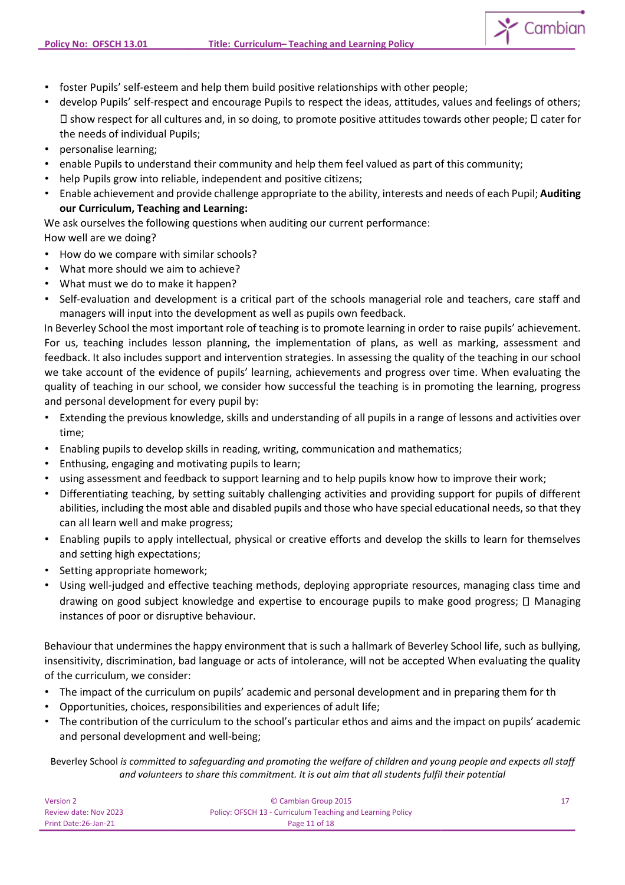- foster Pupils' self-esteem and help them build positive relationships with other people;
- develop Pupils' self-respect and encourage Pupils to respect the ideas, attitudes, values and feelings of others;  show respect for all cultures and, in so doing, to promote positive attitudes towards other people;  cater for the needs of individual Pupils;
- personalise learning;
- enable Pupils to understand their community and help them feel valued as part of this community;
- help Pupils grow into reliable, independent and positive citizens;
- Enable achievement and provide challenge appropriate to the ability, interests and needs of each Pupil; **Auditing our Curriculum, Teaching and Learning:**

We ask ourselves the following questions when auditing our current performance:
How well are we doing?

- How do we compare with similar schools?
- What more should we aim to achieve?
- What must we do to make it happen?
- Self-evaluation and development is a critical part of the schools managerial role and teachers, care staff and managers will input into the development as well as pupils own feedback.

In Beverley School the most important role of teaching is to promote learning in order to raise pupils' achievement. For us, teaching includes lesson planning, the implementation of plans, as well as marking, assessment and feedback. It also includes support and intervention strategies. In assessing the quality of the teaching in our school we take account of the evidence of pupils' learning, achievements and progress over time. When evaluating the quality of teaching in our school, we consider how successful the teaching is in promoting the learning, progress and personal development for every pupil by:

- Extending the previous knowledge, skills and understanding of all pupils in a range of lessons and activities over time;
- Enabling pupils to develop skills in reading, writing, communication and mathematics;
- Enthusing, engaging and motivating pupils to learn;
- using assessment and feedback to support learning and to help pupils know how to improve their work;
- Differentiating teaching, by setting suitably challenging activities and providing support for pupils of different abilities, including the most able and disabled pupils and those who have special educational needs, so that they can all learn well and make progress;
- Enabling pupils to apply intellectual, physical or creative efforts and develop the skills to learn for themselves and setting high expectations;
- Setting appropriate homework;
- Using well-judged and effective teaching methods, deploying appropriate resources, managing class time and drawing on good subject knowledge and expertise to encourage pupils to make good progress;  Managing instances of poor or disruptive behaviour.

Behaviour that undermines the happy environment that is such a hallmark of Beverley School life, such as bullying, insensitivity, discrimination, bad language or acts of intolerance, will not be accepted When evaluating the quality of the curriculum, we consider:

- The impact of the curriculum on pupils' academic and personal development and in preparing them for th
- Opportunities, choices, responsibilities and experiences of adult life;
- The contribution of the curriculum to the school's particular ethos and aims and the impact on pupils' academic and personal development and well-being;

Beverley School *is committed to safeguarding and promoting the welfare of children and young people and expects all staff and volunteers to share this commitment. It is out aim that all students fulfil their potential*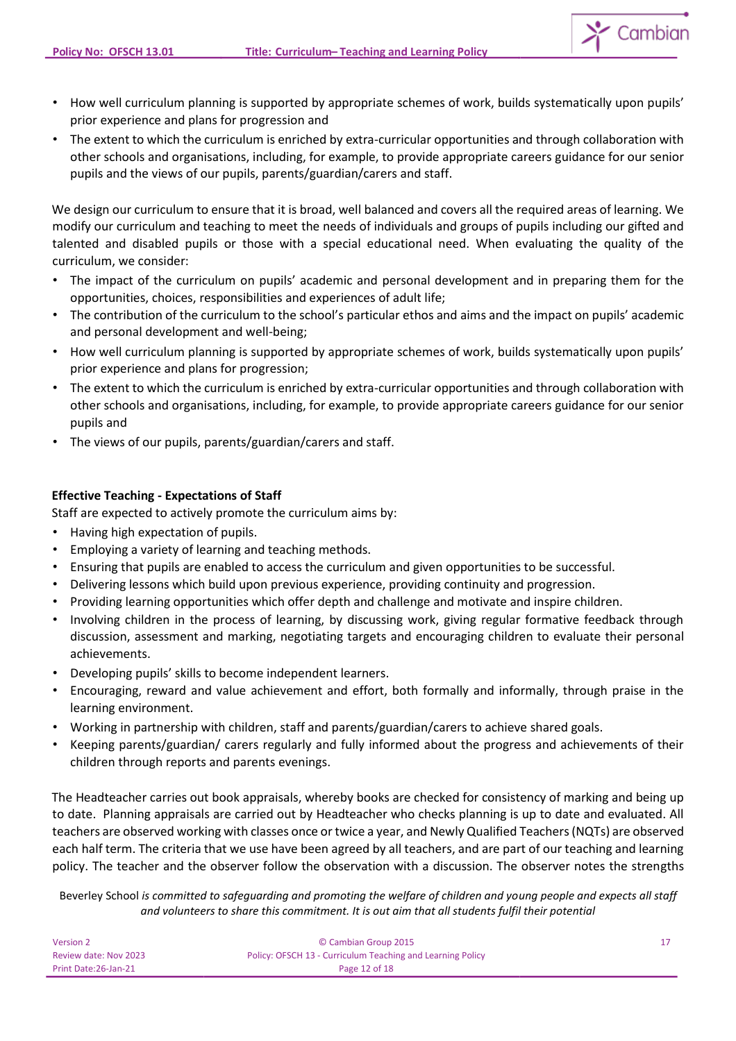- How well curriculum planning is supported by appropriate schemes of work, builds systematically upon pupils' prior experience and plans for progression and
- The extent to which the curriculum is enriched by extra-curricular opportunities and through collaboration with other schools and organisations, including, for example, to provide appropriate careers guidance for our senior pupils and the views of our pupils, parents/guardian/carers and staff.

We design our curriculum to ensure that it is broad, well balanced and covers all the required areas of learning. We modify our curriculum and teaching to meet the needs of individuals and groups of pupils including our gifted and talented and disabled pupils or those with a special educational need. When evaluating the quality of the curriculum, we consider:

- The impact of the curriculum on pupils' academic and personal development and in preparing them for the opportunities, choices, responsibilities and experiences of adult life;
- The contribution of the curriculum to the school's particular ethos and aims and the impact on pupils' academic and personal development and well-being;
- How well curriculum planning is supported by appropriate schemes of work, builds systematically upon pupils' prior experience and plans for progression;
- The extent to which the curriculum is enriched by extra-curricular opportunities and through collaboration with other schools and organisations, including, for example, to provide appropriate careers guidance for our senior pupils and
- The views of our pupils, parents/guardian/carers and staff.

**Effective Teaching - Expectations of Staff**

Staff are expected to actively promote the curriculum aims by:

- Having high expectation of pupils.
- Employing a variety of learning and teaching methods.
- Ensuring that pupils are enabled to access the curriculum and given opportunities to be successful.
- Delivering lessons which build upon previous experience, providing continuity and progression.
- Providing learning opportunities which offer depth and challenge and motivate and inspire children.
- Involving children in the process of learning, by discussing work, giving regular formative feedback through discussion, assessment and marking, negotiating targets and encouraging children to evaluate their personal achievements.
- Developing pupils' skills to become independent learners.
- Encouraging, reward and value achievement and effort, both formally and informally, through praise in the learning environment.
- Working in partnership with children, staff and parents/guardian/carers to achieve shared goals.
- Keeping parents/guardian/ carers regularly and fully informed about the progress and achievements of their children through reports and parents evenings.

The Headteacher carries out book appraisals, whereby books are checked for consistency of marking and being up to date. Planning appraisals are carried out by Headteacher who checks planning is up to date and evaluated. All teachers are observed working with classes once or twice a year, and Newly Qualified Teachers (NQTs) are observed each half term. The criteria that we use have been agreed by all teachers, and are part of our teaching and learning policy. The teacher and the observer follow the observation with a discussion. The observer notes the strengths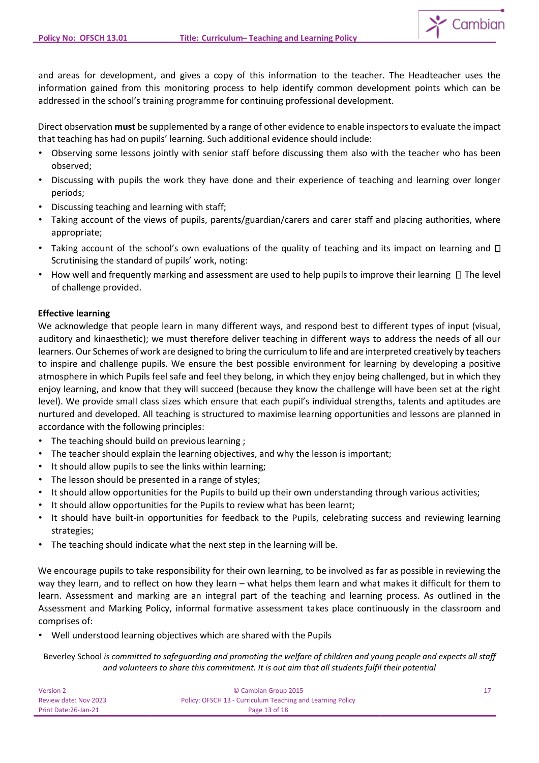and areas for development, and gives a copy of this information to the teacher. The Headteacher uses the information gained from this monitoring process to help identify common development points which can be addressed in the school's training programme for continuing professional development.

Direct observation **must** be supplemented by a range of other evidence to enable inspectors to evaluate the impact that teaching has had on pupils' learning. Such additional evidence should include:

- Observing some lessons jointly with senior staff before discussing them also with the teacher who has been observed;
- Discussing with pupils the work they have done and their experience of teaching and learning over longer periods;
- Discussing teaching and learning with staff;
- Taking account of the views of pupils, parents/guardian/carers and carer staff and placing authorities, where appropriate;
- Taking account of the school's own evaluations of the quality of teaching and its impact on learning and  Scrutinising the standard of pupils' work, noting:
- How well and frequently marking and assessment are used to help pupils to improve their learning  The level of challenge provided.

**Effective learning**

We acknowledge that people learn in many different ways, and respond best to different types of input (visual, auditory and kinaesthetic); we must therefore deliver teaching in different ways to address the needs of all our learners. Our Schemes of work are designed to bring the curriculum to life and are interpreted creatively by teachers to inspire and challenge pupils. We ensure the best possible environment for learning by developing a positive atmosphere in which Pupils feel safe and feel they belong, in which they enjoy being challenged, but in which they enjoy learning, and know that they will succeed (because they know the challenge will have been set at the right level). We provide small class sizes which ensure that each pupil's individual strengths, talents and aptitudes are nurtured and developed. All teaching is structured to maximise learning opportunities and lessons are planned in accordance with the following principles:

- The teaching should build on previous learning ;
- The teacher should explain the learning objectives, and why the lesson is important;
- It should allow pupils to see the links within learning;
- The lesson should be presented in a range of styles;
- It should allow opportunities for the Pupils to build up their own understanding through various activities;
- It should allow opportunities for the Pupils to review what has been learnt;
- It should have built-in opportunities for feedback to the Pupils, celebrating success and reviewing learning strategies;
- The teaching should indicate what the next step in the learning will be.

We encourage pupils to take responsibility for their own learning, to be involved as far as possible in reviewing the way they learn, and to reflect on how they learn – what helps them learn and what makes it difficult for them to learn. Assessment and marking are an integral part of the teaching and learning process. As outlined in the Assessment and Marking Policy, informal formative assessment takes place continuously in the classroom and comprises of:

- Well understood learning objectives which are shared with the Pupils

Beverley School *is committed to safeguarding and promoting the welfare of children and young people and expects all staff and volunteers to share this commitment. It is out aim that all students fulfil their potential*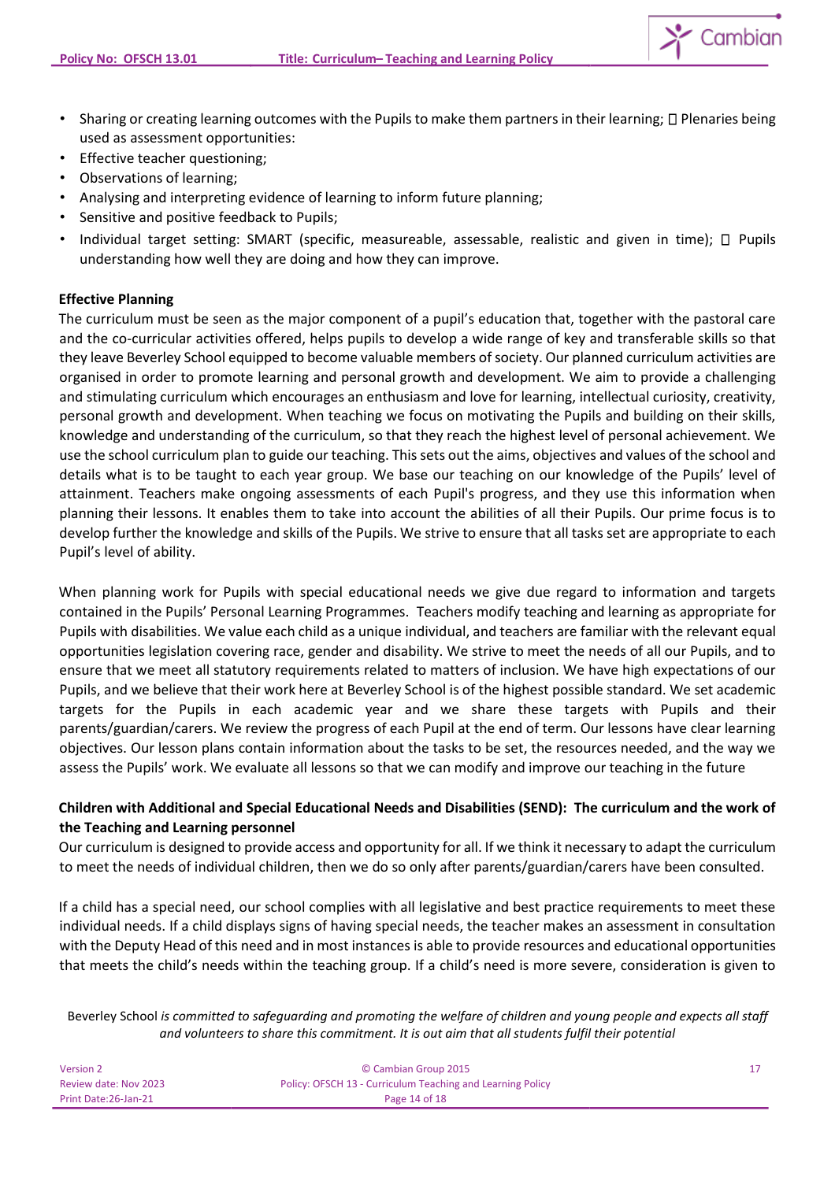- Sharing or creating learning outcomes with the Pupils to make them partners in their learning;  Plenaries being used as assessment opportunities:
- Effective teacher questioning;
- Observations of learning;
- Analysing and interpreting evidence of learning to inform future planning;
- Sensitive and positive feedback to Pupils;
- Individual target setting: SMART (specific, measureable, assessable, realistic and given in time);  Pupils understanding how well they are doing and how they can improve.

**Effective Planning**

The curriculum must be seen as the major component of a pupil's education that, together with the pastoral care and the co-curricular activities offered, helps pupils to develop a wide range of key and transferable skills so that they leave Beverley School equipped to become valuable members of society. Our planned curriculum activities are organised in order to promote learning and personal growth and development. We aim to provide a challenging and stimulating curriculum which encourages an enthusiasm and love for learning, intellectual curiosity, creativity, personal growth and development. When teaching we focus on motivating the Pupils and building on their skills, knowledge and understanding of the curriculum, so that they reach the highest level of personal achievement. We use the school curriculum plan to guide our teaching. This sets out the aims, objectives and values of the school and details what is to be taught to each year group. We base our teaching on our knowledge of the Pupils' level of attainment. Teachers make ongoing assessments of each Pupil's progress, and they use this information when planning their lessons. It enables them to take into account the abilities of all their Pupils. Our prime focus is to develop further the knowledge and skills of the Pupils. We strive to ensure that all tasks set are appropriate to each Pupil's level of ability.

When planning work for Pupils with special educational needs we give due regard to information and targets contained in the Pupils' Personal Learning Programmes. Teachers modify teaching and learning as appropriate for Pupils with disabilities. We value each child as a unique individual, and teachers are familiar with the relevant equal opportunities legislation covering race, gender and disability. We strive to meet the needs of all our Pupils, and to ensure that we meet all statutory requirements related to matters of inclusion. We have high expectations of our Pupils, and we believe that their work here at Beverley School is of the highest possible standard. We set academic targets for the Pupils in each academic year and we share these targets with Pupils and their parents/guardian/carers. We review the progress of each Pupil at the end of term. Our lessons have clear learning objectives. Our lesson plans contain information about the tasks to be set, the resources needed, and the way we assess the Pupils' work. We evaluate all lessons so that we can modify and improve our teaching in the future

**Children with Additional and Special Educational Needs and Disabilities (SEND): The curriculum and the work of the Teaching and Learning personnel**

Our curriculum is designed to provide access and opportunity for all. If we think it necessary to adapt the curriculum to meet the needs of individual children, then we do so only after parents/guardian/carers have been consulted.

If a child has a special need, our school complies with all legislative and best practice requirements to meet these individual needs. If a child displays signs of having special needs, the teacher makes an assessment in consultation with the Deputy Head of this need and in most instances is able to provide resources and educational opportunities that meets the child's needs within the teaching group. If a child's need is more severe, consideration is given to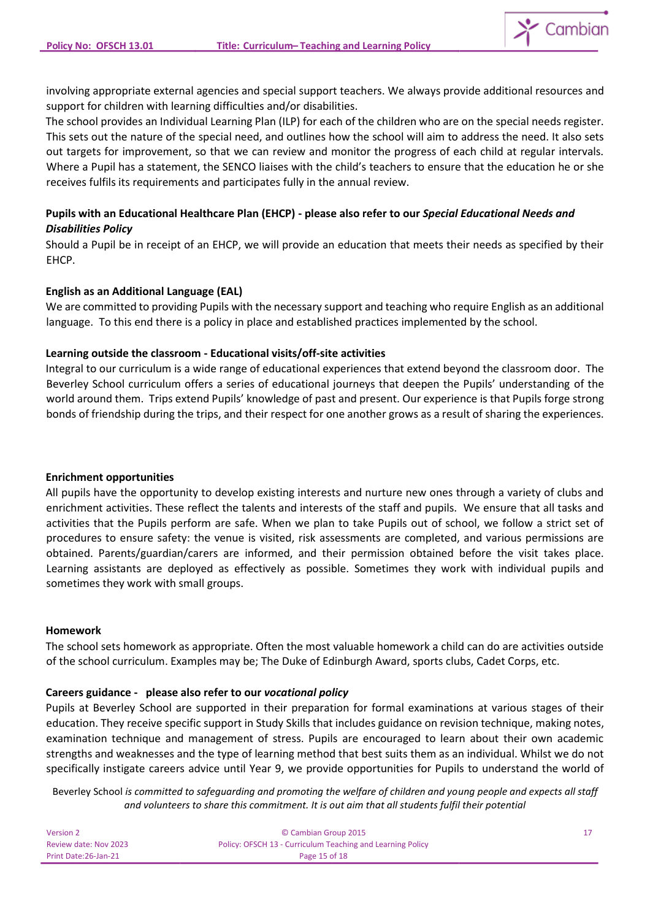involving appropriate external agencies and special support teachers. We always provide additional resources and support for children with learning difficulties and/or disabilities.
The school provides an Individual Learning Plan (ILP) for each of the children who are on the special needs register. This sets out the nature of the special need, and outlines how the school will aim to address the need. It also sets out targets for improvement, so that we can review and monitor the progress of each child at regular intervals. Where a Pupil has a statement, the SENCO liaises with the child's teachers to ensure that the education he or she receives fulfils its requirements and participates fully in the annual review.

**Pupils with an Educational Healthcare Plan (EHCP) - please also refer to our *Special Educational Needs and Disabilities Policy***

Should a Pupil be in receipt of an EHCP, we will provide an education that meets their needs as specified by their EHCP.

**English as an Additional Language (EAL)**

We are committed to providing Pupils with the necessary support and teaching who require English as an additional language. To this end there is a policy in place and established practices implemented by the school.

**Learning outside the classroom - Educational visits/off-site activities**

Integral to our curriculum is a wide range of educational experiences that extend beyond the classroom door. The Beverley School curriculum offers a series of educational journeys that deepen the Pupils' understanding of the world around them. Trips extend Pupils' knowledge of past and present. Our experience is that Pupils forge strong bonds of friendship during the trips, and their respect for one another grows as a result of sharing the experiences.

**Enrichment opportunities**

All pupils have the opportunity to develop existing interests and nurture new ones through a variety of clubs and enrichment activities. These reflect the talents and interests of the staff and pupils. We ensure that all tasks and activities that the Pupils perform are safe. When we plan to take Pupils out of school, we follow a strict set of procedures to ensure safety: the venue is visited, risk assessments are completed, and various permissions are obtained. Parents/guardian/carers are informed, and their permission obtained before the visit takes place. Learning assistants are deployed as effectively as possible. Sometimes they work with individual pupils and sometimes they work with small groups.

**Homework**

The school sets homework as appropriate. Often the most valuable homework a child can do are activities outside of the school curriculum. Examples may be; The Duke of Edinburgh Award, sports clubs, Cadet Corps, etc.

**Careers guidance - please also refer to our *vocational policy***

Pupils at Beverley School are supported in their preparation for formal examinations at various stages of their education. They receive specific support in Study Skills that includes guidance on revision technique, making notes, examination technique and management of stress. Pupils are encouraged to learn about their own academic strengths and weaknesses and the type of learning method that best suits them as an individual. Whilst we do not specifically instigate careers advice until Year 9, we provide opportunities for Pupils to understand the world of

Beverley School *is committed to safeguarding and promoting the welfare of children and young people and expects all staff and volunteers to share this commitment. It is out aim that all students fulfil their potential*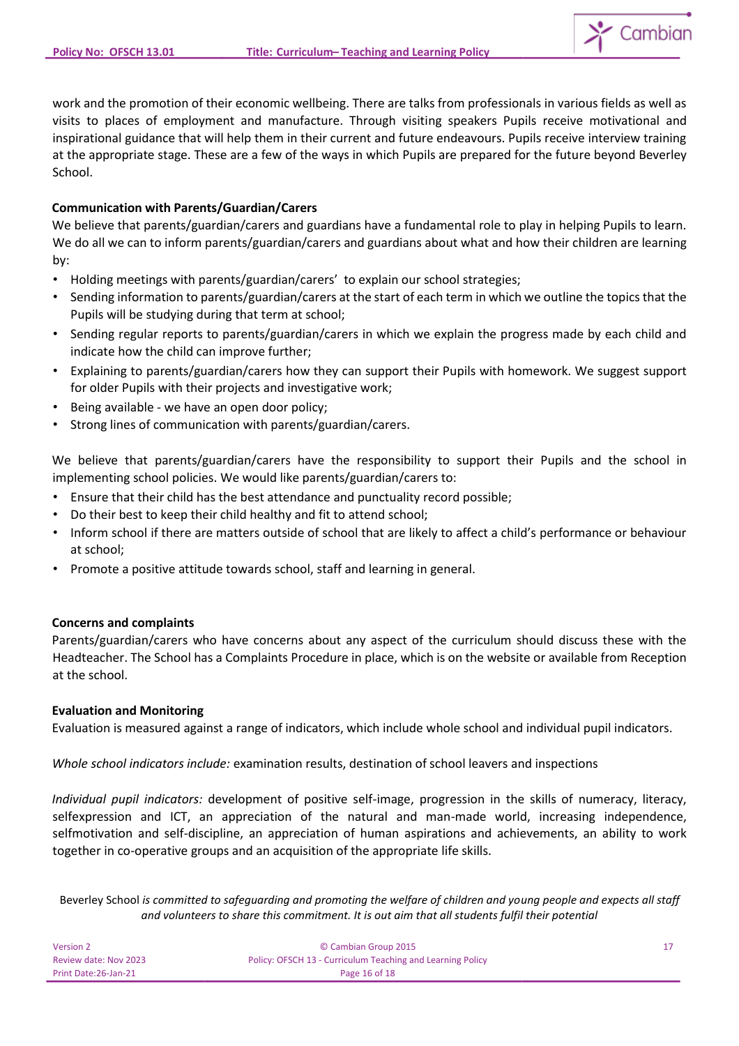work and the promotion of their economic wellbeing. There are talks from professionals in various fields as well as visits to places of employment and manufacture. Through visiting speakers Pupils receive motivational and inspirational guidance that will help them in their current and future endeavours. Pupils receive interview training at the appropriate stage. These are a few of the ways in which Pupils are prepared for the future beyond Beverley School.

**Communication with Parents/Guardian/Carers**

We believe that parents/guardian/carers and guardians have a fundamental role to play in helping Pupils to learn. We do all we can to inform parents/guardian/carers and guardians about what and how their children are learning by:

- Holding meetings with parents/guardian/carers' to explain our school strategies;
- Sending information to parents/guardian/carers at the start of each term in which we outline the topics that the Pupils will be studying during that term at school;
- Sending regular reports to parents/guardian/carers in which we explain the progress made by each child and indicate how the child can improve further;
- Explaining to parents/guardian/carers how they can support their Pupils with homework. We suggest support for older Pupils with their projects and investigative work;
- Being available - we have an open door policy;
- Strong lines of communication with parents/guardian/carers.

We believe that parents/guardian/carers have the responsibility to support their Pupils and the school in implementing school policies. We would like parents/guardian/carers to:

- Ensure that their child has the best attendance and punctuality record possible;
- Do their best to keep their child healthy and fit to attend school;
- Inform school if there are matters outside of school that are likely to affect a child's performance or behaviour at school;
- Promote a positive attitude towards school, staff and learning in general.

**Concerns and complaints**

Parents/guardian/carers who have concerns about any aspect of the curriculum should discuss these with the Headteacher. The School has a Complaints Procedure in place, which is on the website or available from Reception at the school.

**Evaluation and Monitoring**

Evaluation is measured against a range of indicators, which include whole school and individual pupil indicators.

*Whole school indicators include:* examination results, destination of school leavers and inspections

*Individual pupil indicators:* development of positive self-image, progression in the skills of numeracy, literacy, selfexpression and ICT, an appreciation of the natural and man-made world, increasing independence, selfmotivation and self-discipline, an appreciation of human aspirations and achievements, an ability to work together in co-operative groups and an acquisition of the appropriate life skills.

Beverley School *is committed to safeguarding and promoting the welfare of children and young people and expects all staff and volunteers to share this commitment. It is out aim that all students fulfil their potential*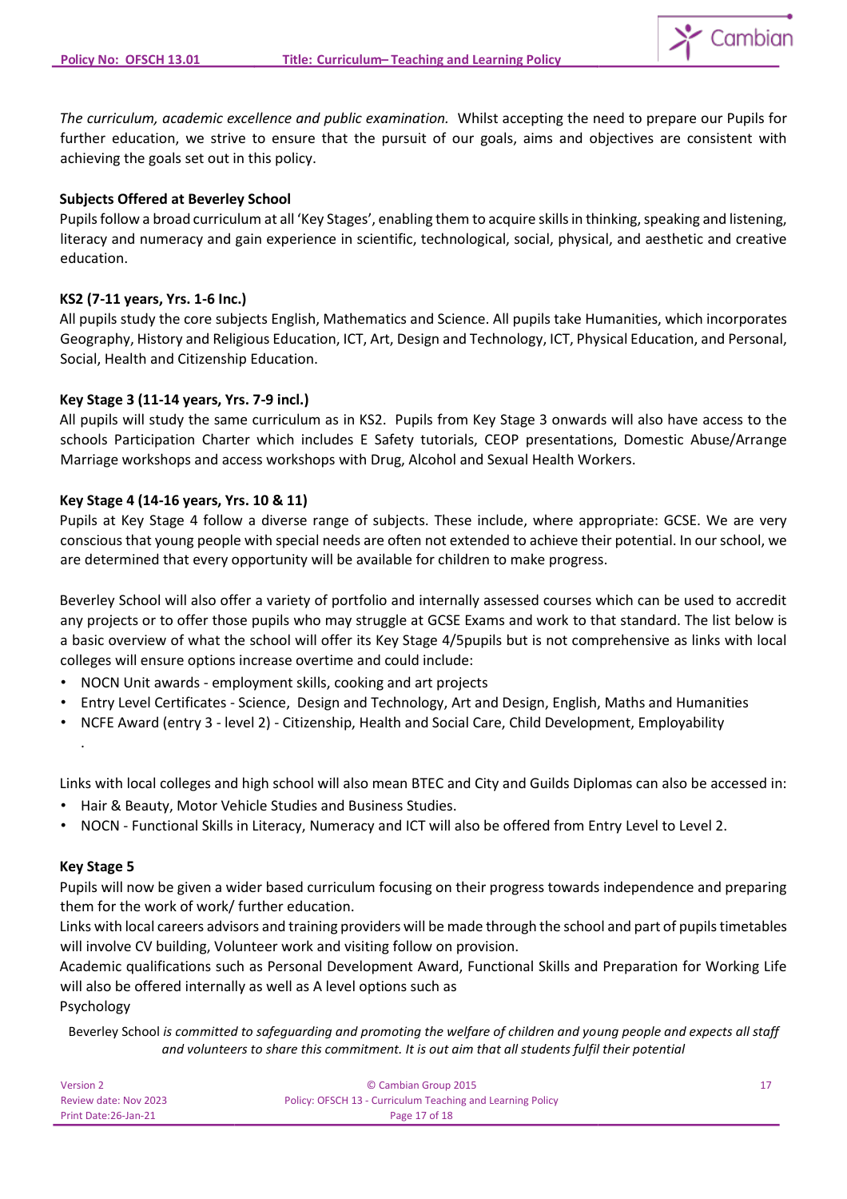*The curriculum, academic excellence and public examination.* Whilst accepting the need to prepare our Pupils for further education, we strive to ensure that the pursuit of our goals, aims and objectives are consistent with achieving the goals set out in this policy.

**Subjects Offered at Beverley School**

Pupils follow a broad curriculum at all 'Key Stages', enabling them to acquire skills in thinking, speaking and listening, literacy and numeracy and gain experience in scientific, technological, social, physical, and aesthetic and creative education.

**KS2 (7-11 years, Yrs. 1-6 Inc.)**

All pupils study the core subjects English, Mathematics and Science. All pupils take Humanities, which incorporates Geography, History and Religious Education, ICT, Art, Design and Technology, ICT, Physical Education, and Personal, Social, Health and Citizenship Education.

**Key Stage 3 (11-14 years, Yrs. 7-9 incl.)**

All pupils will study the same curriculum as in KS2. Pupils from Key Stage 3 onwards will also have access to the schools Participation Charter which includes E Safety tutorials, CEOP presentations, Domestic Abuse/Arrange Marriage workshops and access workshops with Drug, Alcohol and Sexual Health Workers.

**Key Stage 4 (14-16 years, Yrs. 10 & 11)**

Pupils at Key Stage 4 follow a diverse range of subjects. These include, where appropriate: GCSE. We are very conscious that young people with special needs are often not extended to achieve their potential. In our school, we are determined that every opportunity will be available for children to make progress.

Beverley School will also offer a variety of portfolio and internally assessed courses which can be used to accredit any projects or to offer those pupils who may struggle at GCSE Exams and work to that standard. The list below is a basic overview of what the school will offer its Key Stage 4/5pupils but is not comprehensive as links with local colleges will ensure options increase overtime and could include:

- NOCN Unit awards - employment skills, cooking and art projects
- Entry Level Certificates - Science, Design and Technology, Art and Design, English, Maths and Humanities
- NCFE Award (entry 3 - level 2) - Citizenship, Health and Social Care, Child Development, Employability
  .

Links with local colleges and high school will also mean BTEC and City and Guilds Diplomas can also be accessed in:

- Hair & Beauty, Motor Vehicle Studies and Business Studies.
- NOCN - Functional Skills in Literacy, Numeracy and ICT will also be offered from Entry Level to Level 2.

**Key Stage 5**

Pupils will now be given a wider based curriculum focusing on their progress towards independence and preparing them for the work of work/ further education.

Links with local careers advisors and training providers will be made through the school and part of pupils timetables will involve CV building, Volunteer work and visiting follow on provision.

Academic qualifications such as Personal Development Award, Functional Skills and Preparation for Working Life will also be offered internally as well as A level options such as

Psychology

Beverley School *is committed to safeguarding and promoting the welfare of children and young people and expects all staff and volunteers to share this commitment. It is out aim that all students fulfil their potential*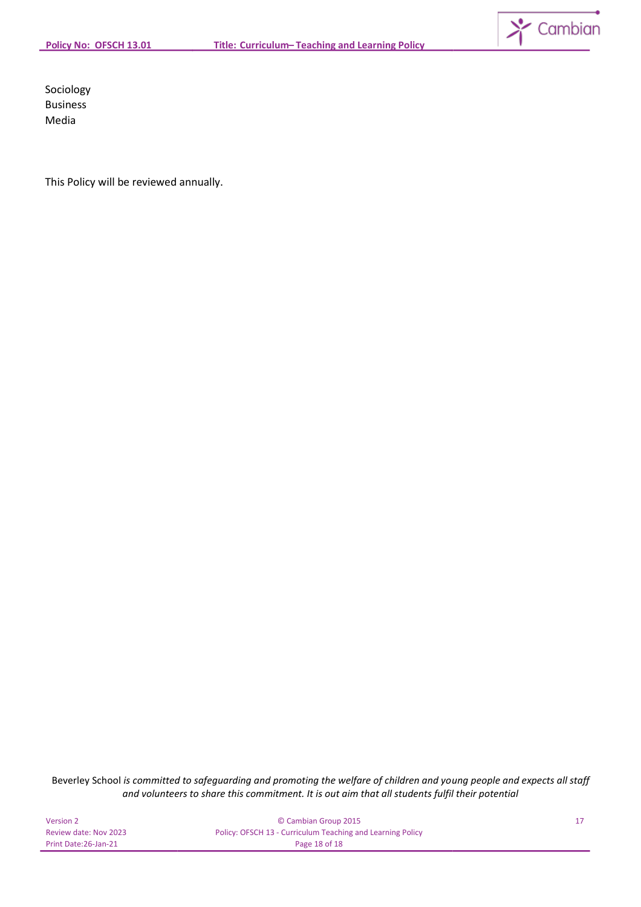Sociology
Business
Media

This Policy will be reviewed annually.